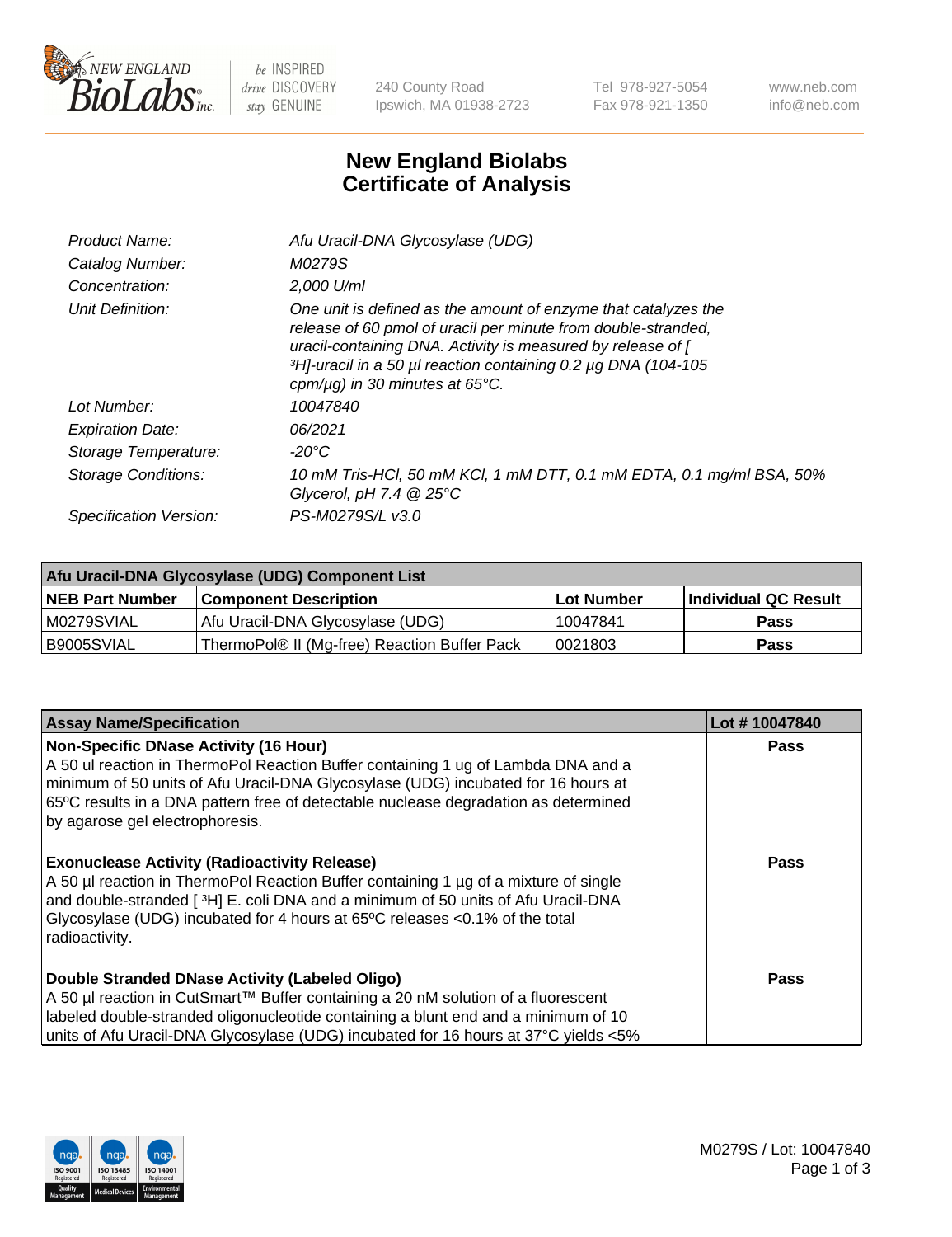# New England Biolabs Certificate of Analysis

| | |
|---|---|
| *Product Name:* | *Afu Uracil-DNA Glycosylase (UDG)* |
| *Catalog Number:* | *M0279S* |
| *Concentration:* | *2,000 U/ml* |
| *Unit Definition:* | *One unit is defined as the amount of enzyme that catalyzes the release of 60 pmol of uracil per minute from double-stranded, uracil-containing DNA. Activity is measured by release of [ ³H]-uracil in a 50 µl reaction containing 0.2 µg DNA (104-105 cpm/µg) in 30 minutes at 65°C.* |
| *Lot Number:* | *10047840* |
| *Expiration Date:* | *06/2021* |
| *Storage Temperature:* | *-20°C* |
| *Storage Conditions:* | *10 mM Tris-HCl, 50 mM KCl, 1 mM DTT, 0.1 mM EDTA, 0.1 mg/ml BSA, 50% Glycerol, pH 7.4 @ 25°C* |
| *Specification Version:* | *PS-M0279S/L v3.0* |

| Afu Uracil-DNA Glycosylase (UDG) Component List | | | |
|---|---|---|---|
| **NEB Part Number** | **Component Description** | **Lot Number** | **Individual QC Result** |
| M0279SVIAL | Afu Uracil-DNA Glycosylase (UDG) | 10047841 | **Pass** |
| B9005SVIAL | ThermoPol® II (Mg-free) Reaction Buffer Pack | 0021803 | **Pass** |

| Assay Name/Specification | Lot # 10047840 |
|---|---|
| **Non-Specific DNase Activity (16 Hour)**<br>A 50 ul reaction in ThermoPol Reaction Buffer containing 1 ug of Lambda DNA and a minimum of 50 units of Afu Uracil-DNA Glycosylase (UDG) incubated for 16 hours at 65ºC results in a DNA pattern free of detectable nuclease degradation as determined by agarose gel electrophoresis. | **Pass** |
| **Exonuclease Activity (Radioactivity Release)**<br>A 50 µl reaction in ThermoPol Reaction Buffer containing 1 µg of a mixture of single and double-stranded [ ³H] E. coli DNA and a minimum of 50 units of Afu Uracil-DNA Glycosylase (UDG) incubated for 4 hours at 65ºC releases <0.1% of the total radioactivity. | **Pass** |
| **Double Stranded DNase Activity (Labeled Oligo)**<br>A 50 µl reaction in CutSmart™ Buffer containing a 20 nM solution of a fluorescent labeled double-stranded oligonucleotide containing a blunt end and a minimum of 10 units of Afu Uracil-DNA Glycosylase (UDG) incubated for 16 hours at 37°C yields <5% | **Pass** |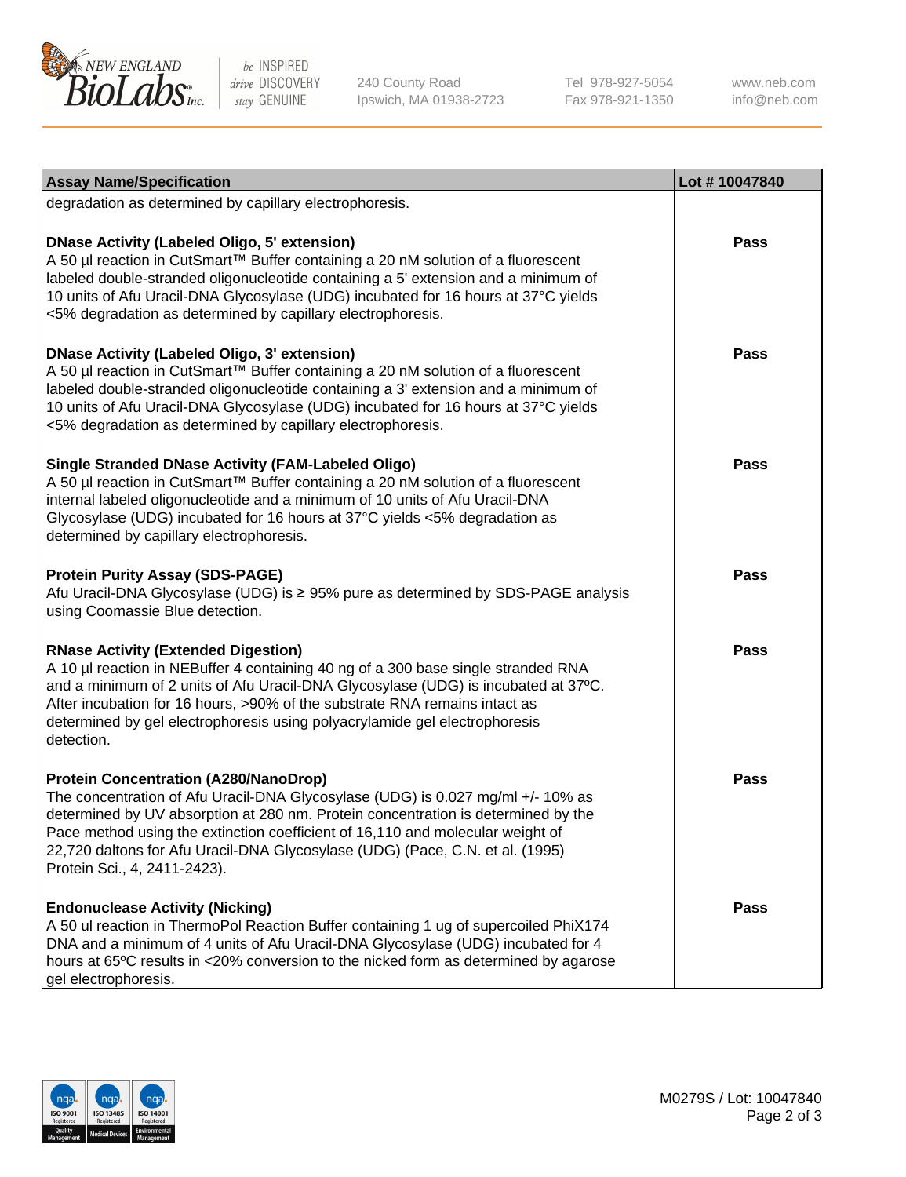| Assay Name/Specification | Lot # 10047840 |
| --- | --- |
| degradation as determined by capillary electrophoresis. | |
| **DNase Activity (Labeled Oligo, 5' extension)**<br>A 50 µl reaction in CutSmart™ Buffer containing a 20 nM solution of a fluorescent labeled double-stranded oligonucleotide containing a 5' extension and a minimum of 10 units of Afu Uracil-DNA Glycosylase (UDG) incubated for 16 hours at 37°C yields <5% degradation as determined by capillary electrophoresis. | Pass |
| **DNase Activity (Labeled Oligo, 3' extension)**<br>A 50 µl reaction in CutSmart™ Buffer containing a 20 nM solution of a fluorescent labeled double-stranded oligonucleotide containing a 3' extension and a minimum of 10 units of Afu Uracil-DNA Glycosylase (UDG) incubated for 16 hours at 37°C yields <5% degradation as determined by capillary electrophoresis. | Pass |
| **Single Stranded DNase Activity (FAM-Labeled Oligo)**<br>A 50 µl reaction in CutSmart™ Buffer containing a 20 nM solution of a fluorescent internal labeled oligonucleotide and a minimum of 10 units of Afu Uracil-DNA Glycosylase (UDG) incubated for 16 hours at 37°C yields <5% degradation as determined by capillary electrophoresis. | Pass |
| **Protein Purity Assay (SDS-PAGE)**<br>Afu Uracil-DNA Glycosylase (UDG) is ≥ 95% pure as determined by SDS-PAGE analysis using Coomassie Blue detection. | Pass |
| **RNase Activity (Extended Digestion)**<br>A 10 µl reaction in NEBuffer 4 containing 40 ng of a 300 base single stranded RNA and a minimum of 2 units of Afu Uracil-DNA Glycosylase (UDG) is incubated at 37ºC. After incubation for 16 hours, >90% of the substrate RNA remains intact as determined by gel electrophoresis using polyacrylamide gel electrophoresis detection. | Pass |
| **Protein Concentration (A280/NanoDrop)**<br>The concentration of Afu Uracil-DNA Glycosylase (UDG) is 0.027 mg/ml +/- 10% as determined by UV absorption at 280 nm. Protein concentration is determined by the Pace method using the extinction coefficient of 16,110 and molecular weight of 22,720 daltons for Afu Uracil-DNA Glycosylase (UDG) (Pace, C.N. et al. (1995) Protein Sci., 4, 2411-2423). | Pass |
| **Endonuclease Activity (Nicking)**<br>A 50 ul reaction in ThermoPol Reaction Buffer containing 1 ug of supercoiled PhiX174 DNA and a minimum of 4 units of Afu Uracil-DNA Glycosylase (UDG) incubated for 4 hours at 65ºC results in <20% conversion to the nicked form as determined by agarose gel electrophoresis. | Pass |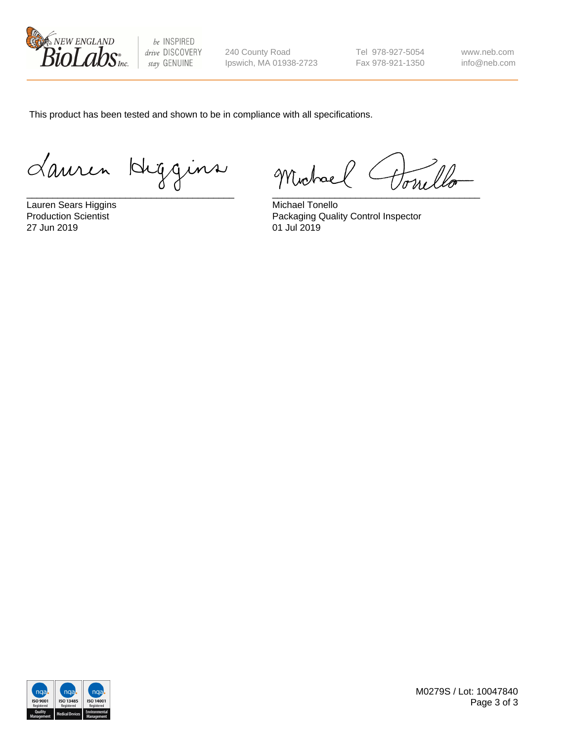This product has been tested and shown to be in compliance with all specifications.

Lauren Sears Higgins
Production Scientist
27 Jun 2019

Michael Tonello
Packaging Quality Control Inspector
01 Jul 2019

M0279S / Lot: 10047840